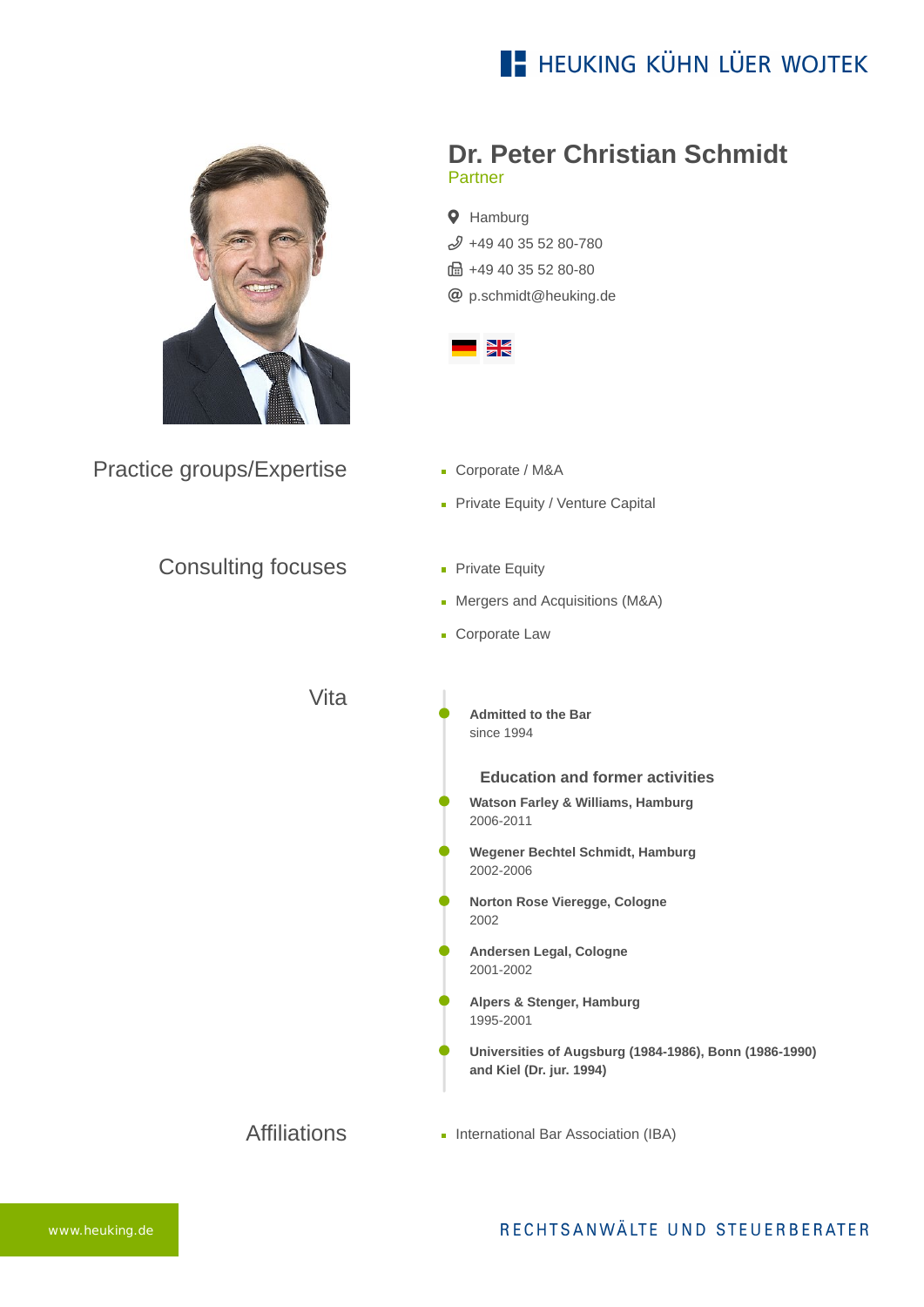HEUKING KÜHN LÜER WOJTEK

# Dr. Peter Christian Schmidt

Partner

Hamburg
+49 40 35 52 80-780
+49 40 35 52 80-80
p.schmidt@heuking.de

## Practice groups/Expertise

- Corporate / M&A
- Private Equity / Venture Capital

## Consulting focuses

- Private Equity
- Mergers and Acquisitions (M&A)
- Corporate Law

## Vita

**Admitted to the Bar**
since 1994

### Education and former activities

**Watson Farley & Williams, Hamburg**
2006-2011

**Wegener Bechtel Schmidt, Hamburg**
2002-2006

**Norton Rose Vieregge, Cologne**
2002

**Andersen Legal, Cologne**
2001-2002

**Alpers & Stenger, Hamburg**
1995-2001

**Universities of Augsburg (1984-1986), Bonn (1986-1990) and Kiel (Dr. jur. 1994)**

## Affiliations

- International Bar Association (IBA)

www.heuking.de

RECHTSANWÄLTE UND STEUERBERATER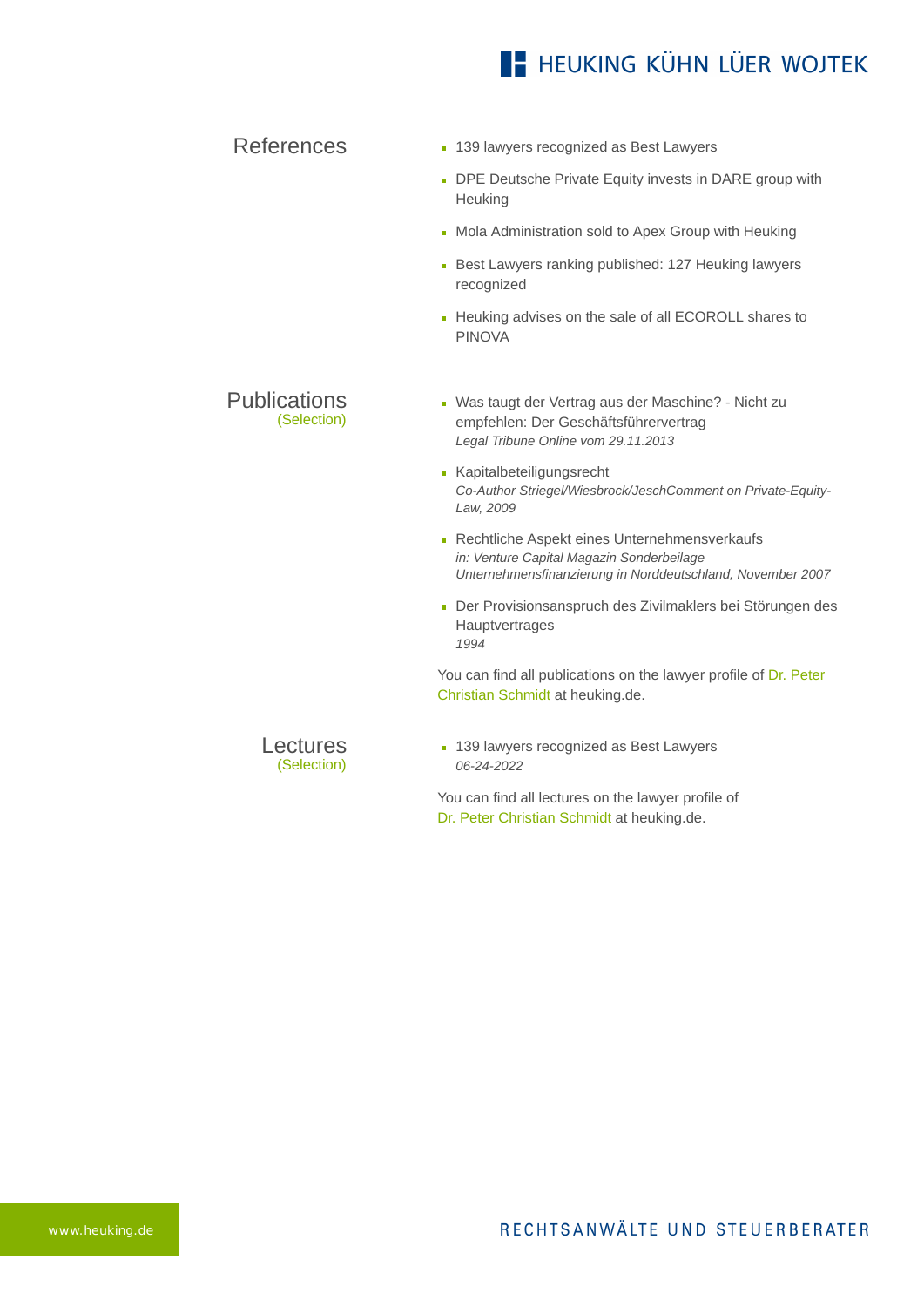## References

- 139 lawyers recognized as Best Lawyers
- DPE Deutsche Private Equity invests in DARE group with Heuking
- Mola Administration sold to Apex Group with Heuking
- Best Lawyers ranking published: 127 Heuking lawyers recognized
- Heuking advises on the sale of all ECOROLL shares to PINOVA

## Publications
(Selection)

- Was taugt der Vertrag aus der Maschine? - Nicht zu empfehlen: Der Geschäftsführervertrag
  *Legal Tribune Online vom 29.11.2013*
- Kapitalbeteiligungsrecht
  *Co-Author Striegel/Wiesbrock/JeschComment on Private-Equity-Law, 2009*
- Rechtliche Aspekt eines Unternehmensverkaufs
  *in: Venture Capital Magazin Sonderbeilage Unternehmensfinanzierung in Norddeutschland, November 2007*
- Der Provisionsanspruch des Zivilmaklers bei Störungen des Hauptvertrages
  *1994*

You can find all publications on the lawyer profile of Dr. Peter Christian Schmidt at heuking.de.

## Lectures
(Selection)

- 139 lawyers recognized as Best Lawyers
  *06-24-2022*

You can find all lectures on the lawyer profile of Dr. Peter Christian Schmidt at heuking.de.